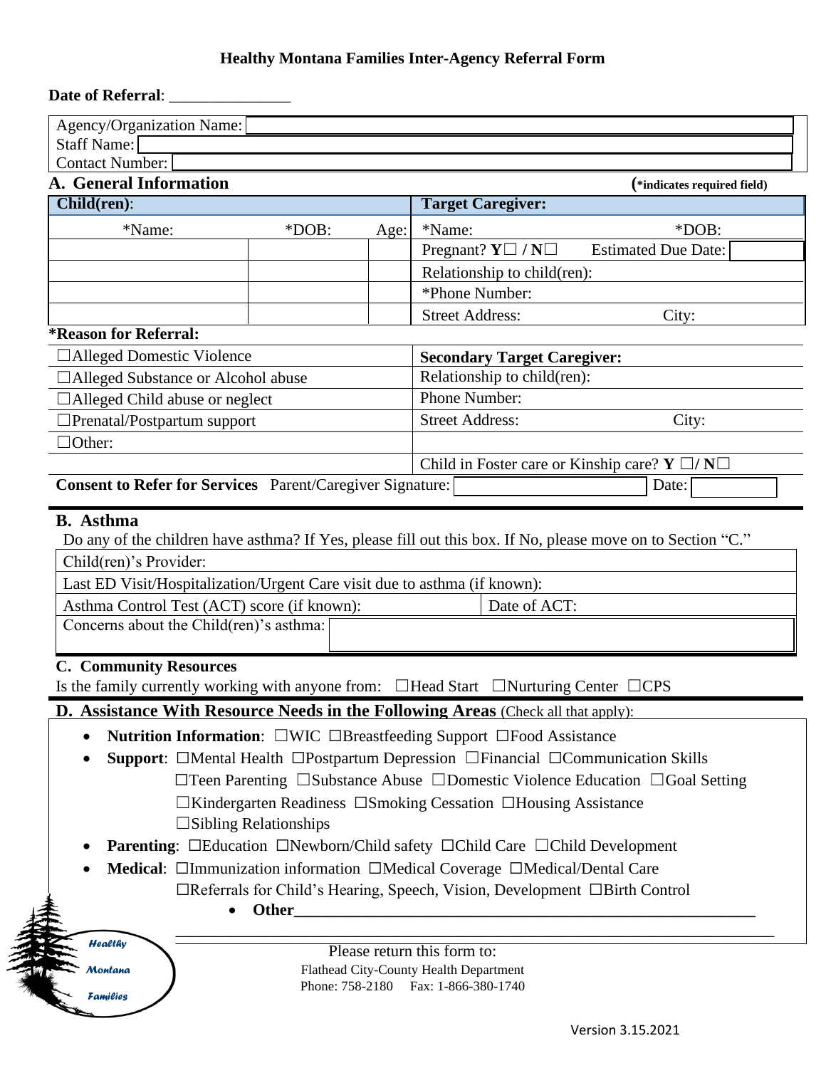# Healthy Montana Families Inter-Agency Referral Form

**Date of Referral**: _______________

| Agency/Organization Name: |
|---|
| Staff Name: |
| Contact Number: |

## A. General Information

(*indicates required field)

| **Child(ren)**: | | | **Target Caregiver:** | |
|---|---|---|---|---|
| *Name: | *DOB: | Age: | *Name: | *DOB: |
| | | | Pregnant? **Y**☐ **/ N**☐ | Estimated Due Date: |
| | | | Relationship to child(ren): | |
| | | | *Phone Number: | |
| | | | Street Address: | City: |

**\*Reason for Referral:**

| | **Secondary Target Caregiver:** | |
|---|---|---|
| ☐Alleged Domestic Violence | Relationship to child(ren): | |
| ☐Alleged Substance or Alcohol abuse | Phone Number: | |
| ☐Alleged Child abuse or neglect | Street Address: | City: |
| ☐Prenatal/Postpartum support | | |
| ☐Other: | Child in Foster care or Kinship care? **Y** ☐/ **N**☐ | |

**Consent to Refer for Services** Parent/Caregiver Signature: ____________ Date: ________

## B. Asthma

Do any of the children have asthma? If Yes, please fill out this box. If No, please move on to Section "C."

| Child(ren)'s Provider: | |
|---|---|
| Last ED Visit/Hospitalization/Urgent Care visit due to asthma (if known): | |
| Asthma Control Test (ACT) score (if known): | Date of ACT: |
| Concerns about the Child(ren)'s asthma: | |

## C. Community Resources

Is the family currently working with anyone from: ☐Head Start ☐Nurturing Center ☐CPS

## D. Assistance With Resource Needs in the Following Areas (Check all that apply):

- **Nutrition Information**: ☐WIC ☐Breastfeeding Support ☐Food Assistance
- **Support**: ☐Mental Health ☐Postpartum Depression ☐Financial ☐Communication Skills ☐Teen Parenting ☐Substance Abuse ☐Domestic Violence Education ☐Goal Setting ☐Kindergarten Readiness ☐Smoking Cessation ☐Housing Assistance ☐Sibling Relationships
- **Parenting**: ☐Education ☐Newborn/Child safety ☐Child Care ☐Child Development
- **Medical**: ☐Immunization information ☐Medical Coverage ☐Medical/Dental Care ☐Referrals for Child's Hearing, Speech, Vision, Development ☐Birth Control
  - **Other**________________________________________________________________

________________________________________________________________

Healthy Montana Families

Please return this form to:
Flathead City-County Health Department
Phone: 758-2180 Fax: 1-866-380-1740

Version 3.15.2021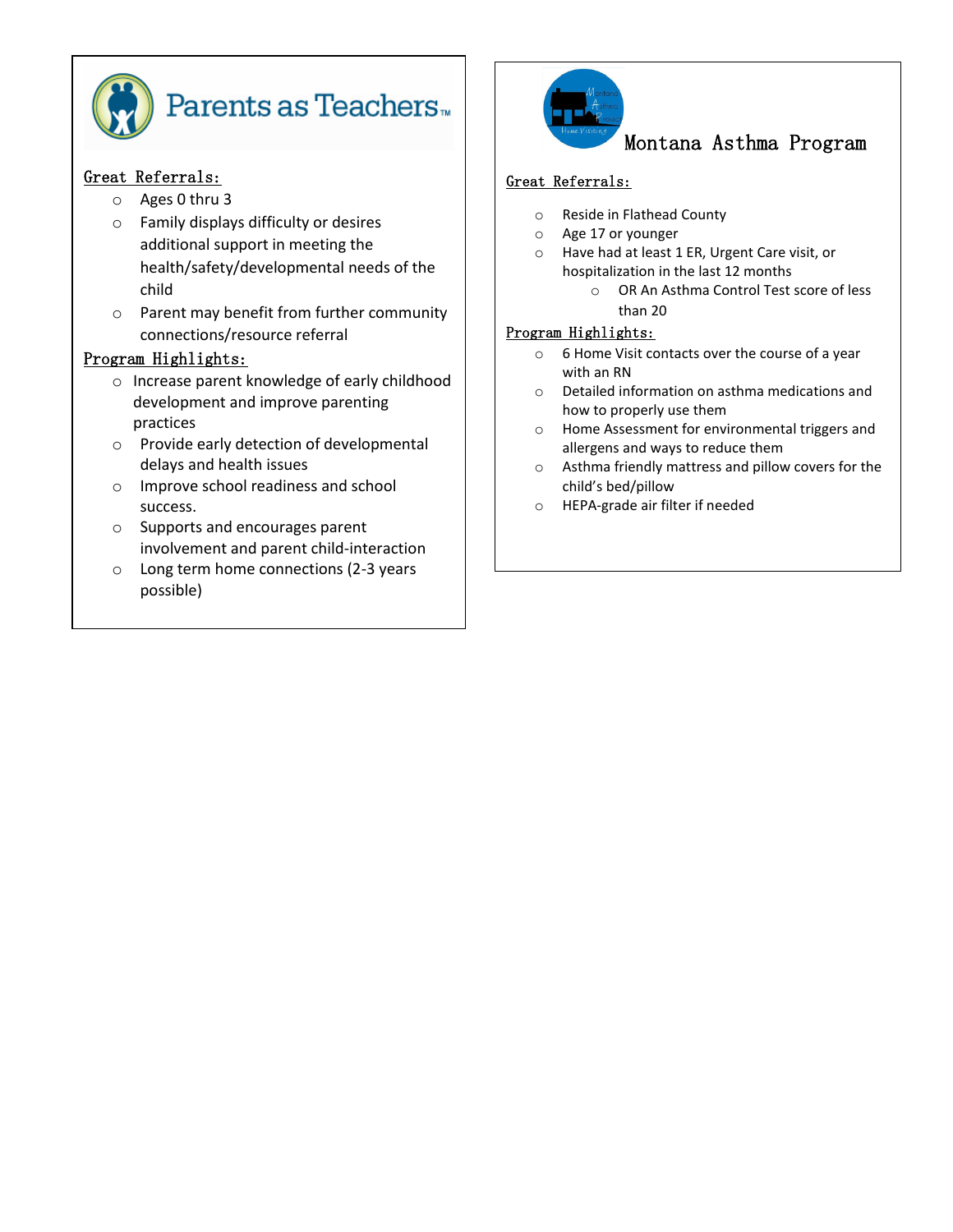## Parents as Teachers™

**Great Referrals:**

- Ages 0 thru 3
- Family displays difficulty or desires additional support in meeting the health/safety/developmental needs of the child
- Parent may benefit from further community connections/resource referral

**Program Highlights:**

- Increase parent knowledge of early childhood development and improve parenting practices
- Provide early detection of developmental delays and health issues
- Improve school readiness and school success.
- Supports and encourages parent involvement and parent child-interaction
- Long term home connections (2-3 years possible)

## Montana Asthma Program

**Great Referrals:**

- Reside in Flathead County
- Age 17 or younger
- Have had at least 1 ER, Urgent Care visit, or hospitalization in the last 12 months
  - OR An Asthma Control Test score of less than 20

**Program Highlights:**

- 6 Home Visit contacts over the course of a year with an RN
- Detailed information on asthma medications and how to properly use them
- Home Assessment for environmental triggers and allergens and ways to reduce them
- Asthma friendly mattress and pillow covers for the child's bed/pillow
- HEPA-grade air filter if needed